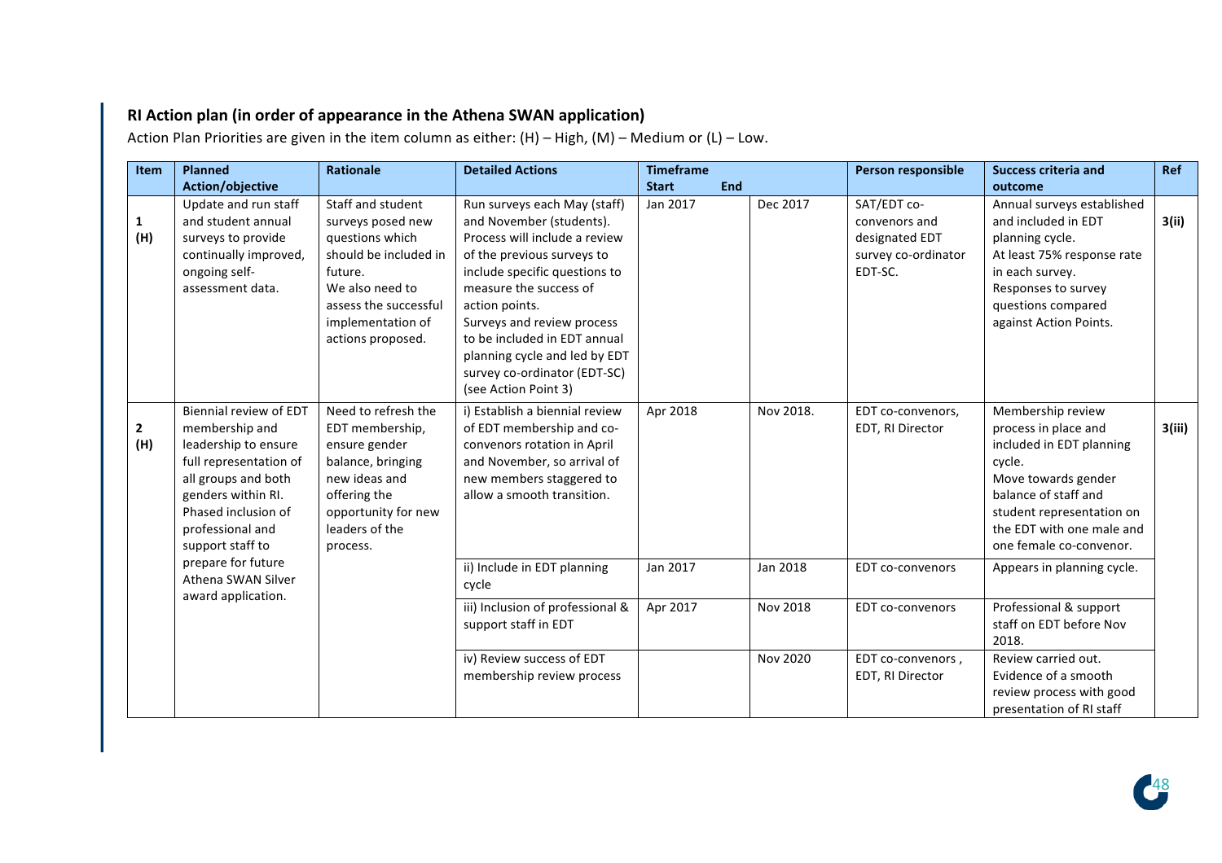**RI Action plan (in order of appearance in the Athena SWAN application)**

Action Plan Priorities are given in the item column as either: (H) – High, (M) – Medium or (L) – Low.

| Item | Planned Action/objective | Rationale | Detailed Actions | Timeframe Start | End | Person responsible | Success criteria and outcome | Ref |
|---|---|---|---|---|---|---|---|---|
| 1 (H) | Update and run staff and student annual surveys to provide continually improved, ongoing self-assessment data. | Staff and student surveys posed new questions which should be included in future. We also need to assess the successful implementation of actions proposed. | Run surveys each May (staff) and November (students). Process will include a review of the previous surveys to include specific questions to measure the success of action points. Surveys and review process to be included in EDT annual planning cycle and led by EDT survey co-ordinator (EDT-SC) (see Action Point 3) | Jan 2017 | Dec 2017 | SAT/EDT co-convenors and designated EDT survey co-ordinator EDT-SC. | Annual surveys established and included in EDT planning cycle. At least 75% response rate in each survey. Responses to survey questions compared against Action Points. | 3(ii) |
| 2 (H) | Biennial review of EDT membership and leadership to ensure full representation of all groups and both genders within RI. Phased inclusion of professional and support staff to prepare for future Athena SWAN Silver award application. | Need to refresh the EDT membership, ensure gender balance, bringing new ideas and offering the opportunity for new leaders of the process. | i) Establish a biennial review of EDT membership and co-convenors rotation in April and November, so arrival of new members staggered to allow a smooth transition. | Apr 2018 | Nov 2018. | EDT co-convenors, EDT, RI Director | Membership review process in place and included in EDT planning cycle. Move towards gender balance of staff and student representation on the EDT with one male and one female co-convenor. | 3(iii) |
| | | | ii) Include in EDT planning cycle | Jan 2017 | Jan 2018 | EDT co-convenors | Appears in planning cycle. | |
| | | | iii) Inclusion of professional & support staff in EDT | Apr 2017 | Nov 2018 | EDT co-convenors | Professional & support staff on EDT before Nov 2018. | |
| | | | iv) Review success of EDT membership review process | | Nov 2020 | EDT co-convenors , EDT, RI Director | Review carried out. Evidence of a smooth review process with good presentation of RI staff | |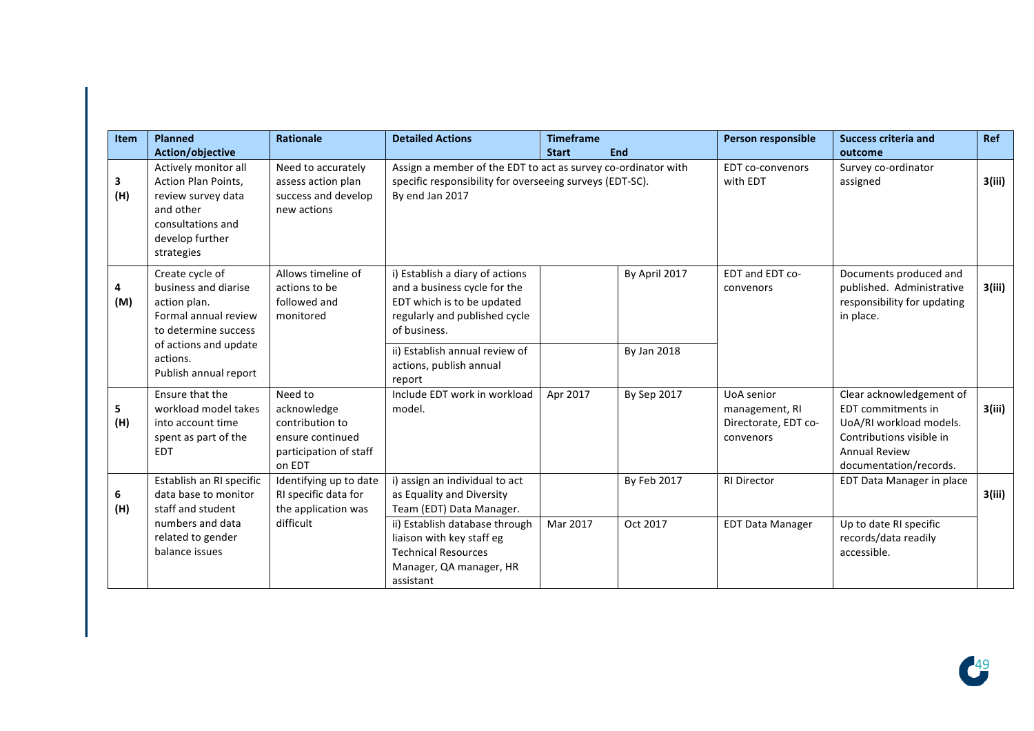| Item | Planned Action/objective | Rationale | Detailed Actions | Timeframe Start | End | Person responsible | Success criteria and outcome | Ref |
|---|---|---|---|---|---|---|---|---|
| **3 (H)** | Actively monitor all Action Plan Points, review survey data and other consultations and develop further strategies | Need to accurately assess action plan success and develop new actions | Assign a member of the EDT to act as survey co-ordinator with specific responsibility for overseeing surveys (EDT-SC). By end Jan 2017 | | | EDT co-convenors with EDT | Survey co-ordinator assigned | **3(iii)** |
| **4 (M)** | Create cycle of business and diarise action plan. Formal annual review to determine success of actions and update actions. Publish annual report | Allows timeline of actions to be followed and monitored | i) Establish a diary of actions and a business cycle for the EDT which is to be updated regularly and published cycle of business. | | By April 2017 | EDT and EDT co-convenors | Documents produced and published. Administrative responsibility for updating in place. | **3(iii)** |
| | | | ii) Establish annual review of actions, publish annual report | | By Jan 2018 | | | |
| **5 (H)** | Ensure that the workload model takes into account time spent as part of the EDT | Need to acknowledge contribution to ensure continued participation of staff on EDT | Include EDT work in workload model. | Apr 2017 | By Sep 2017 | UoA senior management, RI Directorate, EDT co-convenors | Clear acknowledgement of EDT commitments in UoA/RI workload models. Contributions visible in Annual Review documentation/records. | **3(iii)** |
| **6 (H)** | Establish an RI specific data base to monitor staff and student numbers and data related to gender balance issues | Identifying up to date RI specific data for the application was difficult | i) assign an individual to act as Equality and Diversity Team (EDT) Data Manager. | | By Feb 2017 | RI Director | EDT Data Manager in place | **3(iii)** |
| | | | ii) Establish database through liaison with key staff eg Technical Resources Manager, QA manager, HR assistant | Mar 2017 | Oct 2017 | EDT Data Manager | Up to date RI specific records/data readily accessible. | |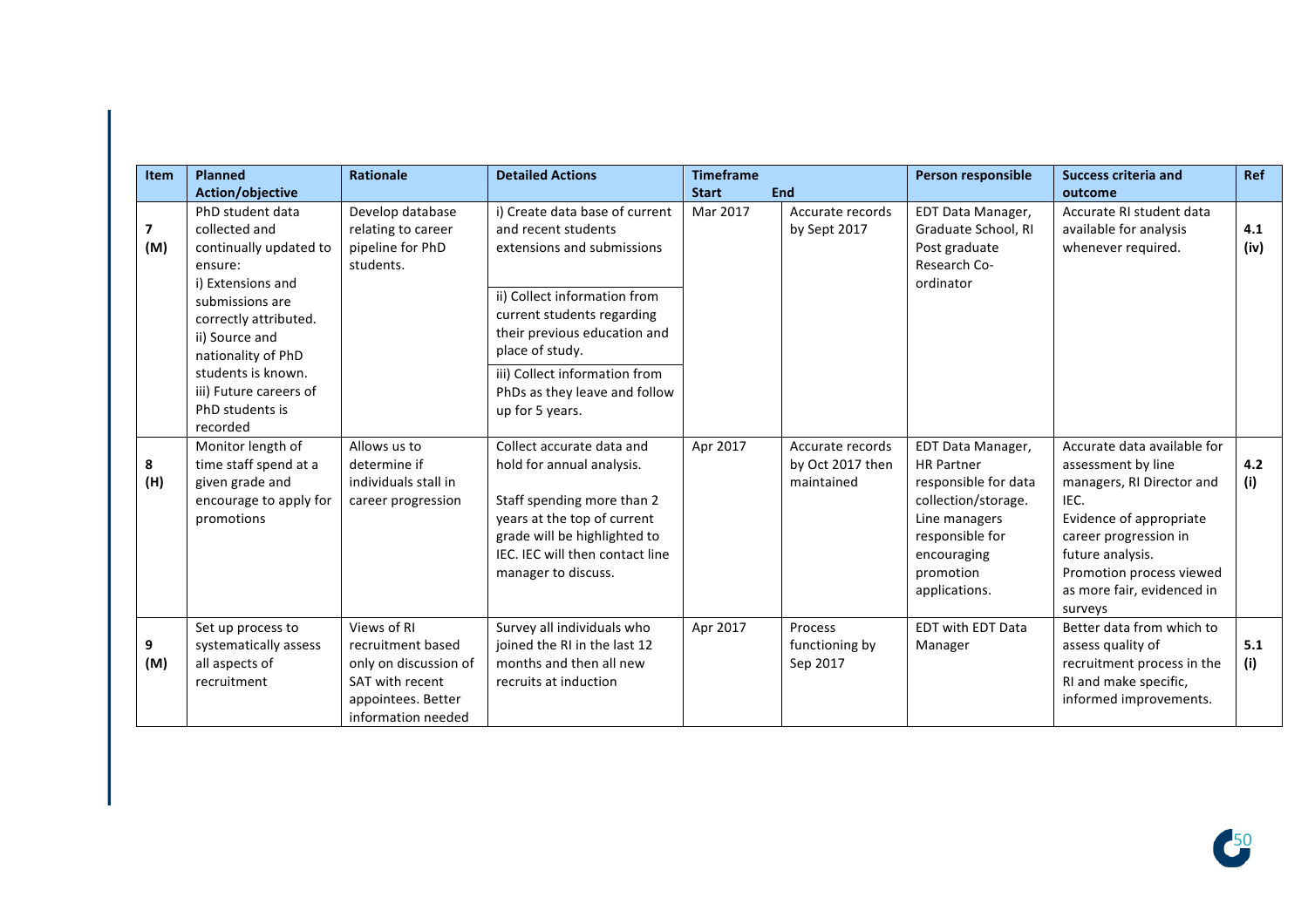| Item | Planned Action/objective | Rationale | Detailed Actions | Timeframe Start | End | Person responsible | Success criteria and outcome | Ref |
|---|---|---|---|---|---|---|---|---|
| 7 (M) | PhD student data collected and continually updated to ensure: i) Extensions and submissions are correctly attributed. ii) Source and nationality of PhD students is known. iii) Future careers of PhD students is recorded | Develop database relating to career pipeline for PhD students. | i) Create data base of current and recent students extensions and submissions<br><br>ii) Collect information from current students regarding their previous education and place of study.<br><br>iii) Collect information from PhDs as they leave and follow up for 5 years. | Mar 2017 | Accurate records by Sept 2017 | EDT Data Manager, Graduate School, RI Post graduate Research Co-ordinator | Accurate RI student data available for analysis whenever required. | 4.1 (iv) |
| 8 (H) | Monitor length of time staff spend at a given grade and encourage to apply for promotions | Allows us to determine if individuals stall in career progression | Collect accurate data and hold for annual analysis.<br><br>Staff spending more than 2 years at the top of current grade will be highlighted to IEC. IEC will then contact line manager to discuss. | Apr 2017 | Accurate records by Oct 2017 then maintained | EDT Data Manager, HR Partner responsible for data collection/storage. Line managers responsible for encouraging promotion applications. | Accurate data available for assessment by line managers, RI Director and IEC.<br>Evidence of appropriate career progression in future analysis.<br>Promotion process viewed as more fair, evidenced in surveys | 4.2 (i) |
| 9 (M) | Set up process to systematically assess all aspects of recruitment | Views of RI recruitment based only on discussion of SAT with recent appointees. Better information needed | Survey all individuals who joined the RI in the last 12 months and then all new recruits at induction | Apr 2017 | Process functioning by Sep 2017 | EDT with EDT Data Manager | Better data from which to assess quality of recruitment process in the RI and make specific, informed improvements. | 5.1 (i) |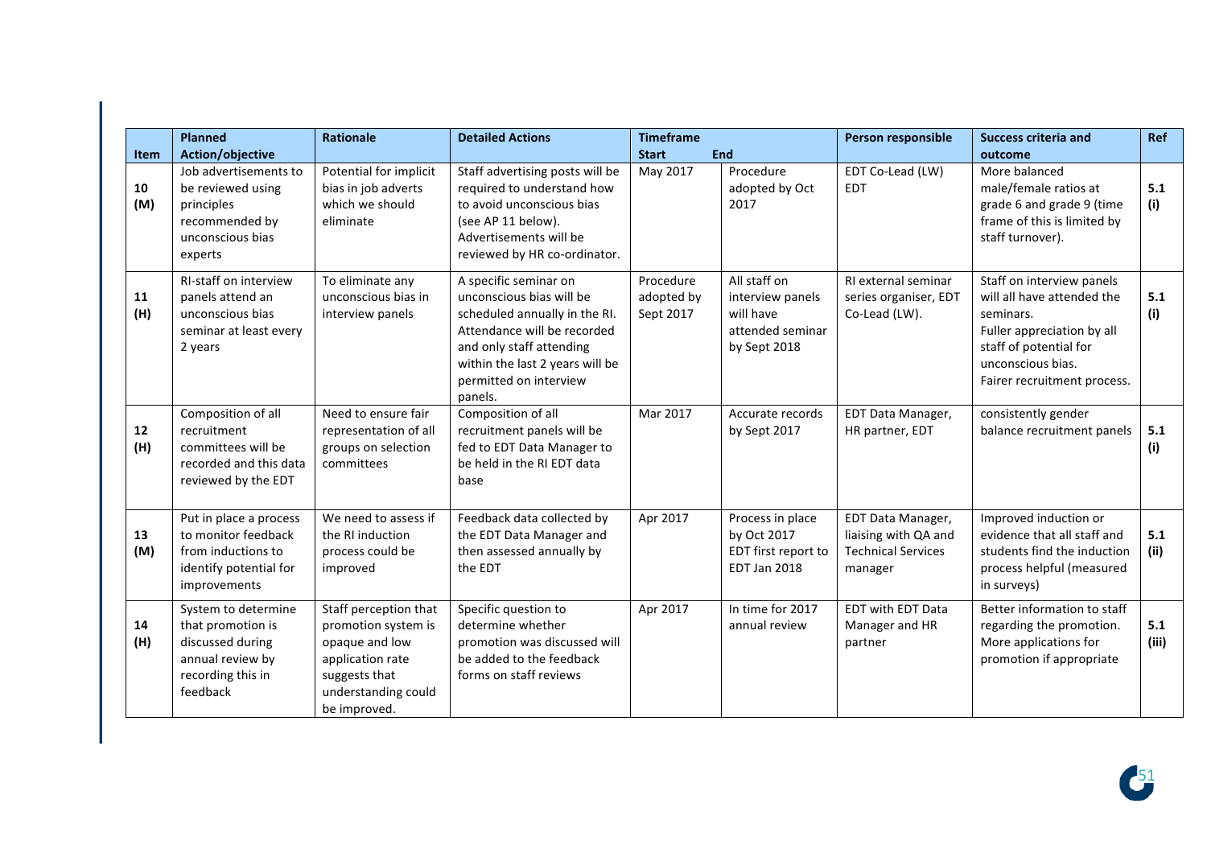| Item | Planned Action/objective | Rationale | Detailed Actions | Timeframe Start | End | Person responsible | Success criteria and outcome | Ref |
|---|---|---|---|---|---|---|---|---|
| **10 (M)** | Job advertisements to be reviewed using principles recommended by unconscious bias experts | Potential for implicit bias in job adverts which we should eliminate | Staff advertising posts will be required to understand how to avoid unconscious bias (see AP 11 below). Advertisements will be reviewed by HR co-ordinator. | May 2017 | Procedure adopted by Oct 2017 | EDT Co-Lead (LW) EDT | More balanced male/female ratios at grade 6 and grade 9 (time frame of this is limited by staff turnover). | **5.1 (i)** |
| **11 (H)** | RI-staff on interview panels attend an unconscious bias seminar at least every 2 years | To eliminate any unconscious bias in interview panels | A specific seminar on unconscious bias will be scheduled annually in the RI. Attendance will be recorded and only staff attending within the last 2 years will be permitted on interview panels. | Procedure adopted by Sept 2017 | All staff on interview panels will have attended seminar by Sept 2018 | RI external seminar series organiser, EDT Co-Lead (LW). | Staff on interview panels will all have attended the seminars. Fuller appreciation by all staff of potential for unconscious bias. Fairer recruitment process. | **5.1 (i)** |
| **12 (H)** | Composition of all recruitment committees will be recorded and this data reviewed by the EDT | Need to ensure fair representation of all groups on selection committees | Composition of all recruitment panels will be fed to EDT Data Manager to be held in the RI EDT data base | Mar 2017 | Accurate records by Sept 2017 | EDT Data Manager, HR partner, EDT | consistently gender balance recruitment panels | **5.1 (i)** |
| **13 (M)** | Put in place a process to monitor feedback from inductions to identify potential for improvements | We need to assess if the RI induction process could be improved | Feedback data collected by the EDT Data Manager and then assessed annually by the EDT | Apr 2017 | Process in place by Oct 2017 EDT first report to EDT Jan 2018 | EDT Data Manager, liaising with QA and Technical Services manager | Improved induction or evidence that all staff and students find the induction process helpful (measured in surveys) | **5.1 (ii)** |
| **14 (H)** | System to determine that promotion is discussed during annual review by recording this in feedback | Staff perception that promotion system is opaque and low application rate suggests that understanding could be improved. | Specific question to determine whether promotion was discussed will be added to the feedback forms on staff reviews | Apr 2017 | In time for 2017 annual review | EDT with EDT Data Manager and HR partner | Better information to staff regarding the promotion. More applications for promotion if appropriate | **5.1 (iii)** |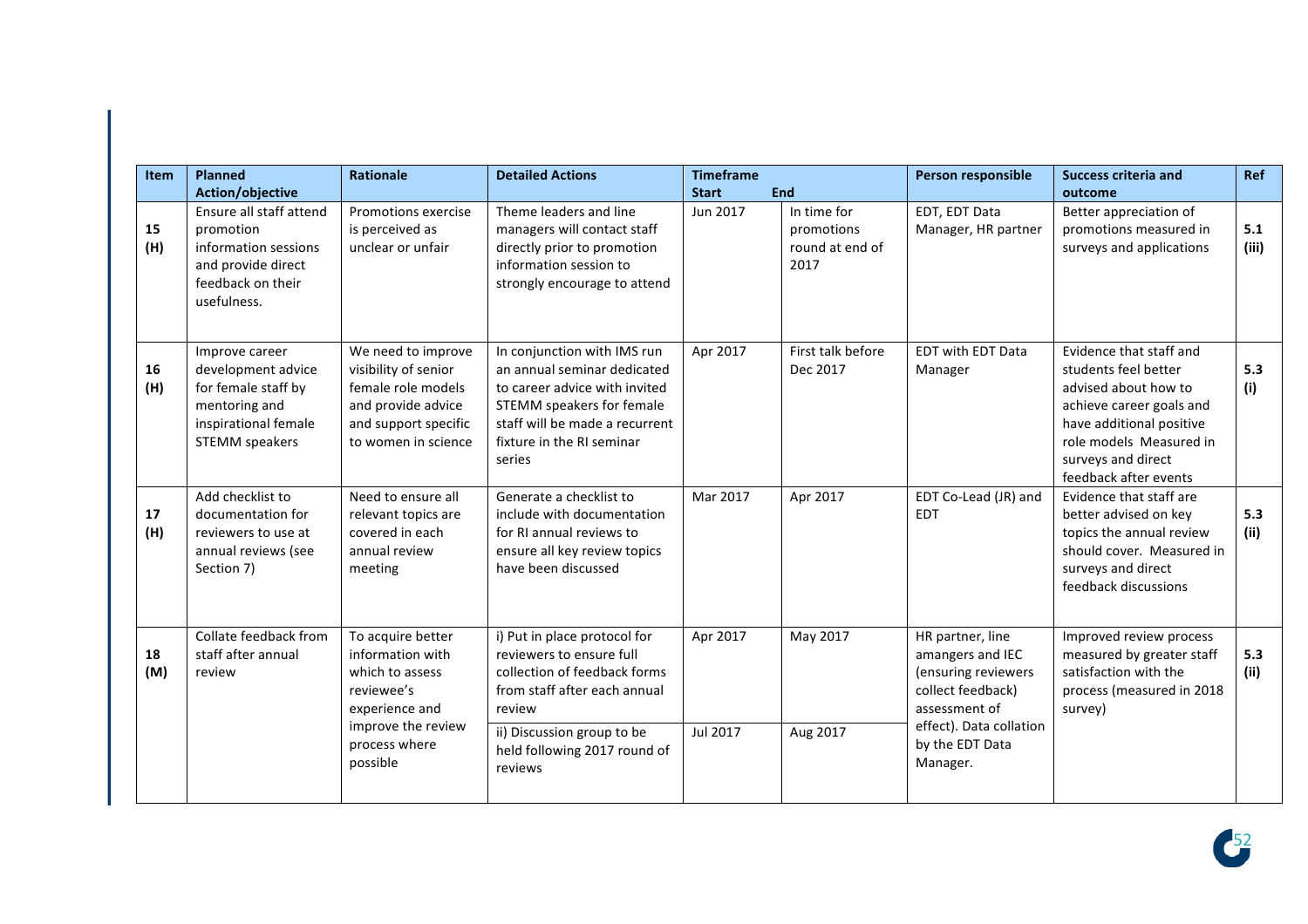| Item | Planned Action/objective | Rationale | Detailed Actions | Timeframe Start | End | Person responsible | Success criteria and outcome | Ref |
|---|---|---|---|---|---|---|---|---|
| **15 (H)** | Ensure all staff attend promotion information sessions and provide direct feedback on their usefulness. | Promotions exercise is perceived as unclear or unfair | Theme leaders and line managers will contact staff directly prior to promotion information session to strongly encourage to attend | Jun 2017 | In time for promotions round at end of 2017 | EDT, EDT Data Manager, HR partner | Better appreciation of promotions measured in surveys and applications | **5.1 (iii)** |
| **16 (H)** | Improve career development advice for female staff by mentoring and inspirational female STEMM speakers | We need to improve visibility of senior female role models and provide advice and support specific to women in science | In conjunction with IMS run an annual seminar dedicated to career advice with invited STEMM speakers for female staff will be made a recurrent fixture in the RI seminar series | Apr 2017 | First talk before Dec 2017 | EDT with EDT Data Manager | Evidence that staff and students feel better advised about how to achieve career goals and have additional positive role models Measured in surveys and direct feedback after events | **5.3 (i)** |
| **17 (H)** | Add checklist to documentation for reviewers to use at annual reviews (see Section 7) | Need to ensure all relevant topics are covered in each annual review meeting | Generate a checklist to include with documentation for RI annual reviews to ensure all key review topics have been discussed | Mar 2017 | Apr 2017 | EDT Co-Lead (JR) and EDT | Evidence that staff are better advised on key topics the annual review should cover. Measured in surveys and direct feedback discussions | **5.3 (ii)** |
| **18 (M)** | Collate feedback from staff after annual review | To acquire better information with which to assess reviewee's experience and improve the review process where possible | i) Put in place protocol for reviewers to ensure full collection of feedback forms from staff after each annual review | Apr 2017 | May 2017 | HR partner, line amangers and IEC (ensuring reviewers collect feedback) assessment of effect). Data collation by the EDT Data Manager. | Improved review process measured by greater staff satisfaction with the process (measured in 2018 survey) | **5.3 (ii)** |
| | | | ii) Discussion group to be held following 2017 round of reviews | Jul 2017 | Aug 2017 | | | |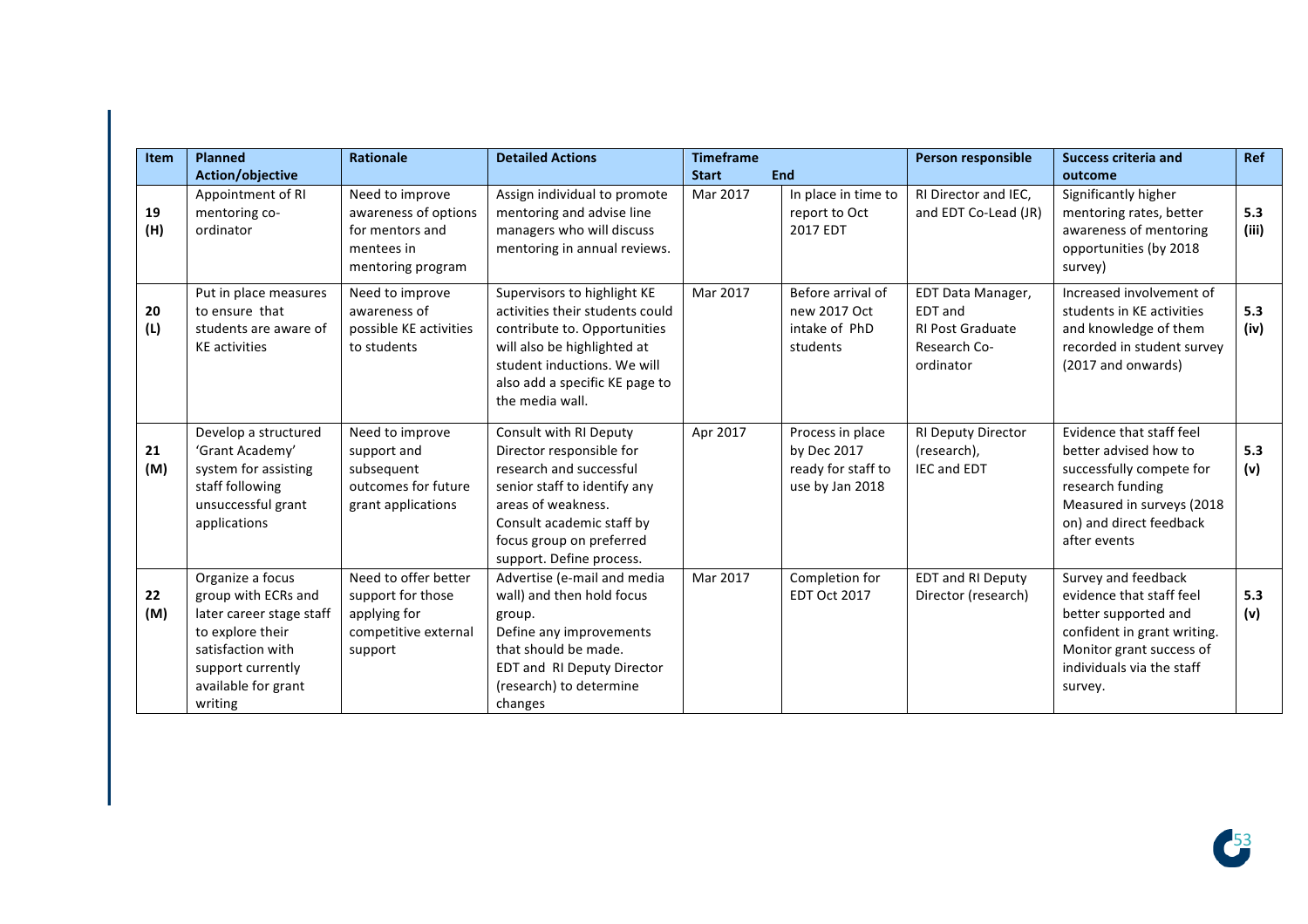| Item | Planned Action/objective | Rationale | Detailed Actions | Timeframe | | Person responsible | Success criteria and outcome | Ref |
|---|---|---|---|---|---|---|---|---|
| | | | | Start | End | | | |
| 19 (H) | Appointment of RI mentoring co-ordinator | Need to improve awareness of options for mentors and mentees in mentoring program | Assign individual to promote mentoring and advise line managers who will discuss mentoring in annual reviews. | Mar 2017 | In place in time to report to Oct 2017 EDT | RI Director and IEC, and EDT Co-Lead (JR) | Significantly higher mentoring rates, better awareness of mentoring opportunities (by 2018 survey) | 5.3 (iii) |
| 20 (L) | Put in place measures to ensure that students are aware of KE activities | Need to improve awareness of possible KE activities to students | Supervisors to highlight KE activities their students could contribute to. Opportunities will also be highlighted at student inductions. We will also add a specific KE page to the media wall. | Mar 2017 | Before arrival of new 2017 Oct intake of PhD students | EDT Data Manager, EDT and RI Post Graduate Research Co-ordinator | Increased involvement of students in KE activities and knowledge of them recorded in student survey (2017 and onwards) | 5.3 (iv) |
| 21 (M) | Develop a structured 'Grant Academy' system for assisting staff following unsuccessful grant applications | Need to improve support and subsequent outcomes for future grant applications | Consult with RI Deputy Director responsible for research and successful senior staff to identify any areas of weakness. Consult academic staff by focus group on preferred support. Define process. | Apr 2017 | Process in place by Dec 2017 ready for staff to use by Jan 2018 | RI Deputy Director (research), IEC and EDT | Evidence that staff feel better advised how to successfully compete for research funding Measured in surveys (2018 on) and direct feedback after events | 5.3 (v) |
| 22 (M) | Organize a focus group with ECRs and later career stage staff to explore their satisfaction with support currently available for grant writing | Need to offer better support for those applying for competitive external support | Advertise (e-mail and media wall) and then hold focus group. Define any improvements that should be made. EDT and RI Deputy Director (research) to determine changes | Mar 2017 | Completion for EDT Oct 2017 | EDT and RI Deputy Director (research) | Survey and feedback evidence that staff feel better supported and confident in grant writing. Monitor grant success of individuals via the staff survey. | 5.3 (v) |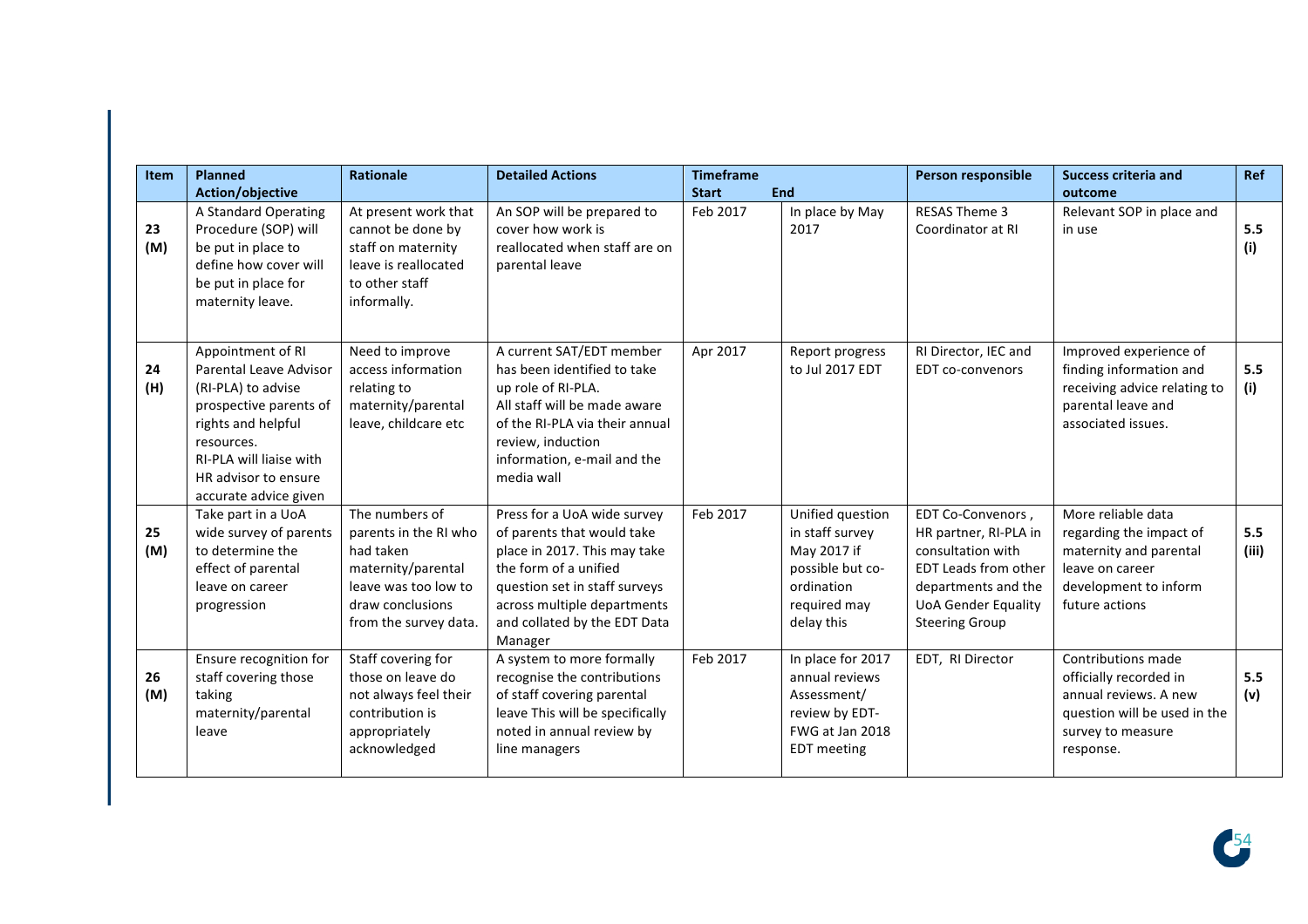| Item | Planned Action/objective | Rationale | Detailed Actions | Timeframe | | Person responsible | Success criteria and outcome | Ref |
|---|---|---|---|---|---|---|---|---|
| | | | | Start | End | | | |
| 23 (M) | A Standard Operating Procedure (SOP) will be put in place to define how cover will be put in place for maternity leave. | At present work that cannot be done by staff on maternity leave is reallocated to other staff informally. | An SOP will be prepared to cover how work is reallocated when staff are on parental leave | Feb 2017 | In place by May 2017 | RESAS Theme 3 Coordinator at RI | Relevant SOP in place and in use | 5.5 (i) |
| 24 (H) | Appointment of RI Parental Leave Advisor (RI-PLA) to advise prospective parents of rights and helpful resources. RI-PLA will liaise with HR advisor to ensure accurate advice given | Need to improve access information relating to maternity/parental leave, childcare etc | A current SAT/EDT member has been identified to take up role of RI-PLA. All staff will be made aware of the RI-PLA via their annual review, induction information, e-mail and the media wall | Apr 2017 | Report progress to Jul 2017 EDT | RI Director, IEC and EDT co-convenors | Improved experience of finding information and receiving advice relating to parental leave and associated issues. | 5.5 (i) |
| 25 (M) | Take part in a UoA wide survey of parents to determine the effect of parental leave on career progression | The numbers of parents in the RI who had taken maternity/parental leave was too low to draw conclusions from the survey data. | Press for a UoA wide survey of parents that would take place in 2017. This may take the form of a unified question set in staff surveys across multiple departments and collated by the EDT Data Manager | Feb 2017 | Unified question in staff survey May 2017 if possible but co-ordination required may delay this | EDT Co-Convenors , HR partner, RI-PLA in consultation with EDT Leads from other departments and the UoA Gender Equality Steering Group | More reliable data regarding the impact of maternity and parental leave on career development to inform future actions | 5.5 (iii) |
| 26 (M) | Ensure recognition for staff covering those taking maternity/parental leave | Staff covering for those on leave do not always feel their contribution is appropriately acknowledged | A system to more formally recognise the contributions of staff covering parental leave This will be specifically noted in annual review by line managers | Feb 2017 | In place for 2017 annual reviews Assessment/ review by EDT-FWG at Jan 2018 EDT meeting | EDT, RI Director | Contributions made officially recorded in annual reviews. A new question will be used in the survey to measure response. | 5.5 (v) |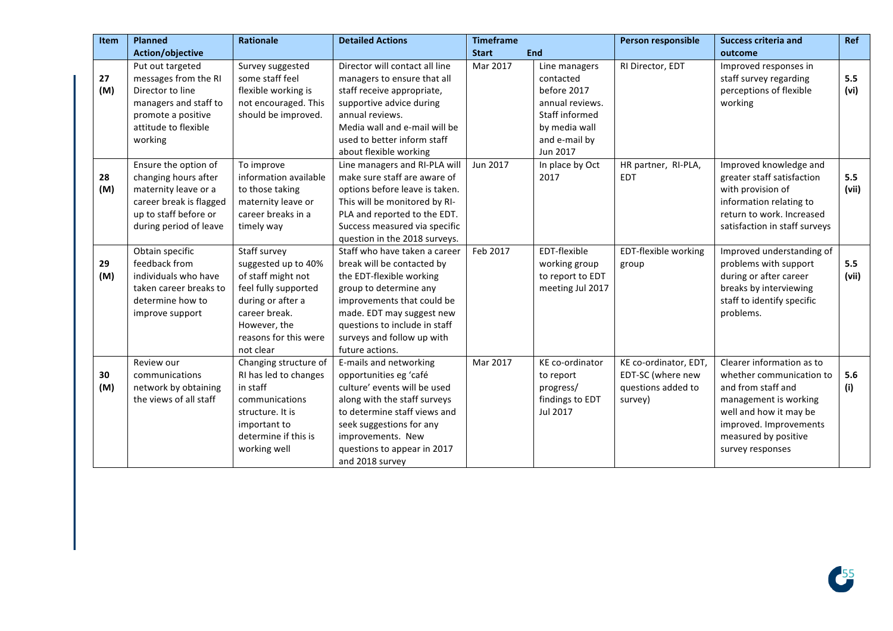| Item | Planned Action/objective | Rationale | Detailed Actions | Timeframe | | Person responsible | Success criteria and outcome | Ref |
|---|---|---|---|---|---|---|---|---|
| | | | | Start | End | | | |
| 27 (M) | Put out targeted messages from the RI Director to line managers and staff to promote a positive attitude to flexible working | Survey suggested some staff feel flexible working is not encouraged. This should be improved. | Director will contact all line managers to ensure that all staff receive appropriate, supportive advice during annual reviews. Media wall and e-mail will be used to better inform staff about flexible working | Mar 2017 | Line managers contacted before 2017 annual reviews. Staff informed by media wall and e-mail by Jun 2017 | RI Director, EDT | Improved responses in staff survey regarding perceptions of flexible working | 5.5 (vi) |
| 28 (M) | Ensure the option of changing hours after maternity leave or a career break is flagged up to staff before or during period of leave | To improve information available to those taking maternity leave or career breaks in a timely way | Line managers and RI-PLA will make sure staff are aware of options before leave is taken. This will be monitored by RI-PLA and reported to the EDT. Success measured via specific question in the 2018 surveys. | Jun 2017 | In place by Oct 2017 | HR partner, RI-PLA, EDT | Improved knowledge and greater staff satisfaction with provision of information relating to return to work. Increased satisfaction in staff surveys | 5.5 (vii) |
| 29 (M) | Obtain specific feedback from individuals who have taken career breaks to determine how to improve support | Staff survey suggested up to 40% of staff might not feel fully supported during or after a career break. However, the reasons for this were not clear | Staff who have taken a career break will be contacted by the EDT-flexible working group to determine any improvements that could be made. EDT may suggest new questions to include in staff surveys and follow up with future actions. | Feb 2017 | EDT-flexible working group to report to EDT meeting Jul 2017 | EDT-flexible working group | Improved understanding of problems with support during or after career breaks by interviewing staff to identify specific problems. | 5.5 (vii) |
| 30 (M) | Review our communications network by obtaining the views of all staff | Changing structure of RI has led to changes in staff communications structure. It is important to determine if this is working well | E-mails and networking opportunities eg 'café culture' events will be used along with the staff surveys to determine staff views and seek suggestions for any improvements. New questions to appear in 2017 and 2018 survey | Mar 2017 | KE co-ordinator to report progress/ findings to EDT Jul 2017 | KE co-ordinator, EDT, EDT-SC (where new questions added to survey) | Clearer information as to whether communication to and from staff and management is working well and how it may be improved. Improvements measured by positive survey responses | 5.6 (i) |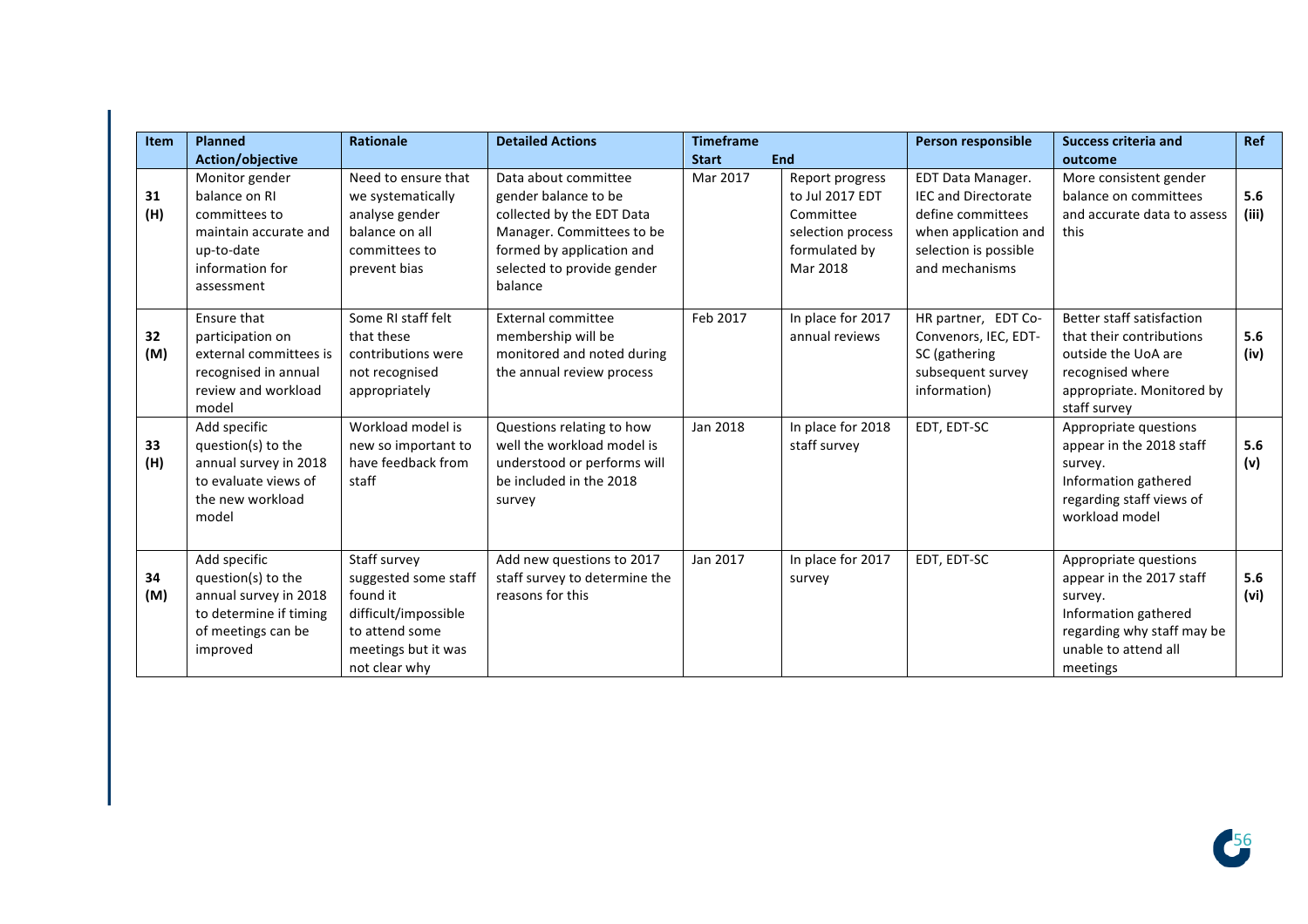| Item | Planned Action/objective | Rationale | Detailed Actions | Timeframe | | Person responsible | Success criteria and outcome | Ref |
|---|---|---|---|---|---|---|---|---|
| | | | | Start | End | | | |
| 31 (H) | Monitor gender balance on RI committees to maintain accurate and up-to-date information for assessment | Need to ensure that we systematically analyse gender balance on all committees to prevent bias | Data about committee gender balance to be collected by the EDT Data Manager. Committees to be formed by application and selected to provide gender balance | Mar 2017 | Report progress to Jul 2017 EDT Committee selection process formulated by Mar 2018 | EDT Data Manager. IEC and Directorate define committees when application and selection is possible and mechanisms | More consistent gender balance on committees and accurate data to assess this | 5.6 (iii) |
| 32 (M) | Ensure that participation on external committees is recognised in annual review and workload model | Some RI staff felt that these contributions were not recognised appropriately | External committee membership will be monitored and noted during the annual review process | Feb 2017 | In place for 2017 annual reviews | HR partner, EDT Co-Convenors, IEC, EDT-SC (gathering subsequent survey information) | Better staff satisfaction that their contributions outside the UoA are recognised where appropriate. Monitored by staff survey | 5.6 (iv) |
| 33 (H) | Add specific question(s) to the annual survey in 2018 to evaluate views of the new workload model | Workload model is new so important to have feedback from staff | Questions relating to how well the workload model is understood or performs will be included in the 2018 survey | Jan 2018 | In place for 2018 staff survey | EDT, EDT-SC | Appropriate questions appear in the 2018 staff survey. Information gathered regarding staff views of workload model | 5.6 (v) |
| 34 (M) | Add specific question(s) to the annual survey in 2018 to determine if timing of meetings can be improved | Staff survey suggested some staff found it difficult/impossible to attend some meetings but it was not clear why | Add new questions to 2017 staff survey to determine the reasons for this | Jan 2017 | In place for 2017 survey | EDT, EDT-SC | Appropriate questions appear in the 2017 staff survey. Information gathered regarding why staff may be unable to attend all meetings | 5.6 (vi) |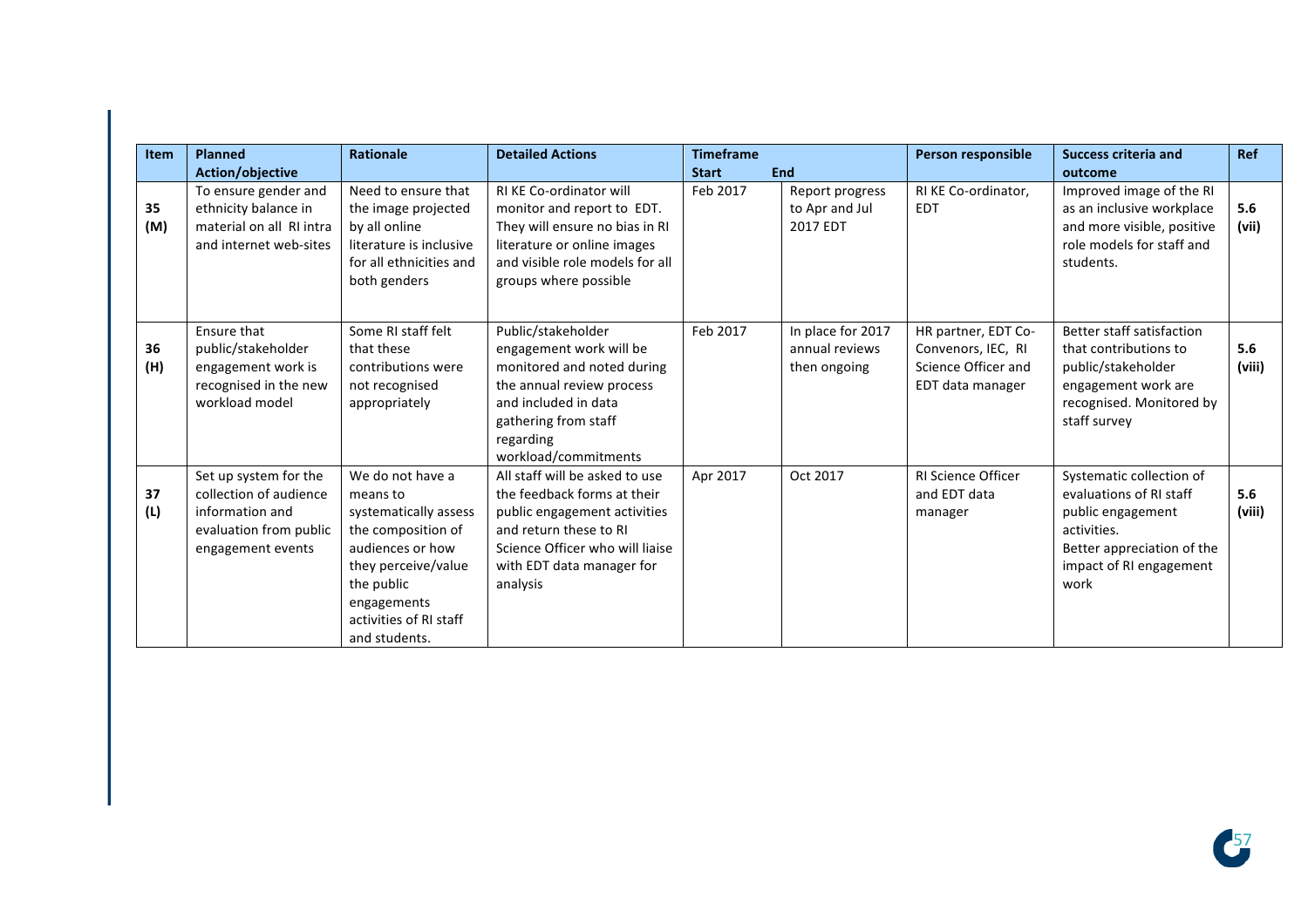| Item | Planned Action/objective | Rationale | Detailed Actions | Timeframe Start | End | Person responsible | Success criteria and outcome | Ref |
|---|---|---|---|---|---|---|---|---|
| **35 (M)** | To ensure gender and ethnicity balance in material on all RI intra and internet web-sites | Need to ensure that the image projected by all online literature is inclusive for all ethnicities and both genders | RI KE Co-ordinator will monitor and report to EDT. They will ensure no bias in RI literature or online images and visible role models for all groups where possible | Feb 2017 | Report progress to Apr and Jul 2017 EDT | RI KE Co-ordinator, EDT | Improved image of the RI as an inclusive workplace and more visible, positive role models for staff and students. | **5.6 (vii)** |
| **36 (H)** | Ensure that public/stakeholder engagement work is recognised in the new workload model | Some RI staff felt that these contributions were not recognised appropriately | Public/stakeholder engagement work will be monitored and noted during the annual review process and included in data gathering from staff regarding workload/commitments | Feb 2017 | In place for 2017 annual reviews then ongoing | HR partner, EDT Co-Convenors, IEC, RI Science Officer and EDT data manager | Better staff satisfaction that contributions to public/stakeholder engagement work are recognised. Monitored by staff survey | **5.6 (viii)** |
| **37 (L)** | Set up system for the collection of audience information and evaluation from public engagement events | We do not have a means to systematically assess the composition of audiences or how they perceive/value the public engagements activities of RI staff and students. | All staff will be asked to use the feedback forms at their public engagement activities and return these to RI Science Officer who will liaise with EDT data manager for analysis | Apr 2017 | Oct 2017 | RI Science Officer and EDT data manager | Systematic collection of evaluations of RI staff public engagement activities. Better appreciation of the impact of RI engagement work | **5.6 (viii)** |